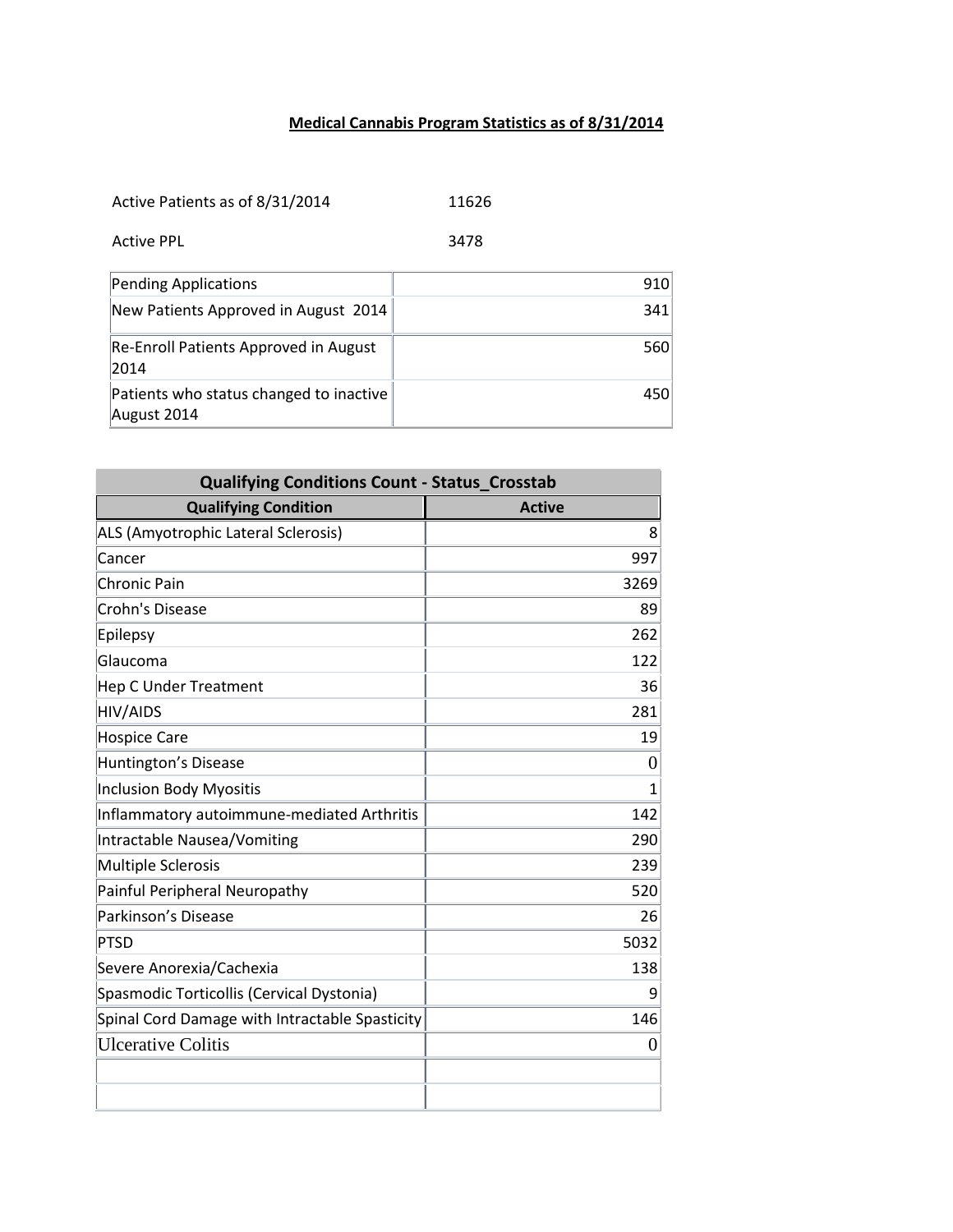# Medical Cannabis Program Statistics as of 8/31/2014

Active Patients as of 8/31/2014 11626

Active PPL 3478

| | |
|---|---|
| Pending Applications | 910 |
| New Patients Approved in August 2014 | 341 |
| Re-Enroll Patients Approved in August 2014 | 560 |
| Patients who status changed to inactive August 2014 | 450 |

| Qualifying Conditions Count - Status_Crosstab | |
|---|---|
| **Qualifying Condition** | **Active** |
| ALS (Amyotrophic Lateral Sclerosis) | 8 |
| Cancer | 997 |
| Chronic Pain | 3269 |
| Crohn's Disease | 89 |
| Epilepsy | 262 |
| Glaucoma | 122 |
| Hep C Under Treatment | 36 |
| HIV/AIDS | 281 |
| Hospice Care | 19 |
| Huntington's Disease | 0 |
| Inclusion Body Myositis | 1 |
| Inflammatory autoimmune-mediated Arthritis | 142 |
| Intractable Nausea/Vomiting | 290 |
| Multiple Sclerosis | 239 |
| Painful Peripheral Neuropathy | 520 |
| Parkinson's Disease | 26 |
| PTSD | 5032 |
| Severe Anorexia/Cachexia | 138 |
| Spasmodic Torticollis (Cervical Dystonia) | 9 |
| Spinal Cord Damage with Intractable Spasticity | 146 |
| Ulcerative Colitis | 0 |
| | |
| | |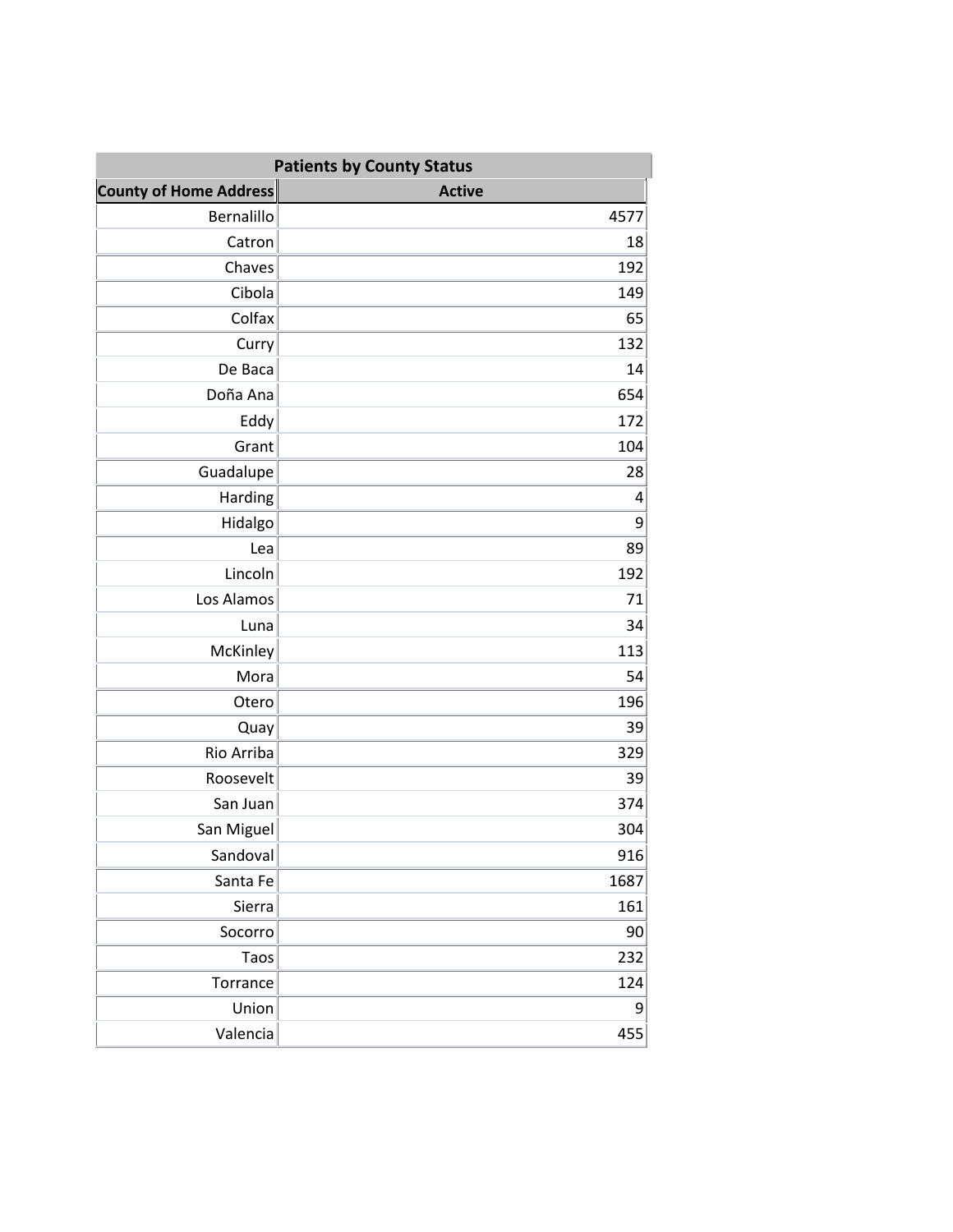| Patients by County Status | |
| --- | --- |
| County of Home Address | Active |
| Bernalillo | 4577 |
| Catron | 18 |
| Chaves | 192 |
| Cibola | 149 |
| Colfax | 65 |
| Curry | 132 |
| De Baca | 14 |
| Doña Ana | 654 |
| Eddy | 172 |
| Grant | 104 |
| Guadalupe | 28 |
| Harding | 4 |
| Hidalgo | 9 |
| Lea | 89 |
| Lincoln | 192 |
| Los Alamos | 71 |
| Luna | 34 |
| McKinley | 113 |
| Mora | 54 |
| Otero | 196 |
| Quay | 39 |
| Rio Arriba | 329 |
| Roosevelt | 39 |
| San Juan | 374 |
| San Miguel | 304 |
| Sandoval | 916 |
| Santa Fe | 1687 |
| Sierra | 161 |
| Socorro | 90 |
| Taos | 232 |
| Torrance | 124 |
| Union | 9 |
| Valencia | 455 |